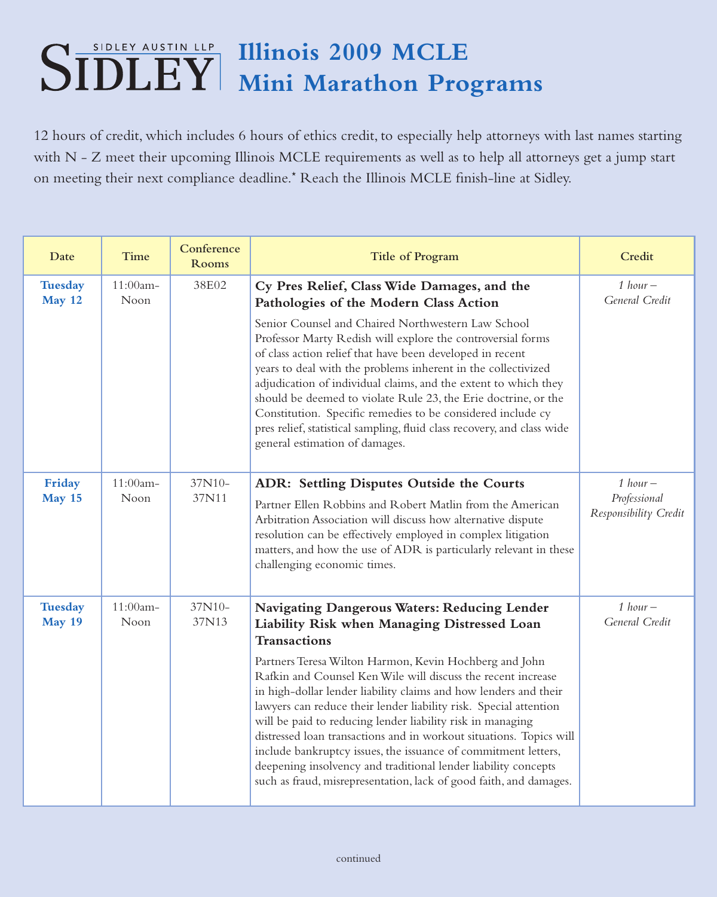# Illinois 2009 MCLE Mini Marathon Programs

SIDLEY AUSTIN LLP

12 hours of credit, which includes 6 hours of ethics credit, to especially help attorneys with last names starting with N - Z meet their upcoming Illinois MCLE requirements as well as to help all attorneys get a jump start on meeting their next compliance deadline.* Reach the Illinois MCLE finish-line at Sidley.

| Date | Time | Conference Rooms | Title of Program | Credit |
|---|---|---|---|---|
| **Tuesday May 12** | 11:00am-Noon | 38E02 | **Cy Pres Relief, Class Wide Damages, and the Pathologies of the Modern Class Action**<br><br>Senior Counsel and Chaired Northwestern Law School Professor Marty Redish will explore the controversial forms of class action relief that have been developed in recent years to deal with the problems inherent in the collectivized adjudication of individual claims, and the extent to which they should be deemed to violate Rule 23, the Erie doctrine, or the Constitution. Specific remedies to be considered include cy pres relief, statistical sampling, fluid class recovery, and class wide general estimation of damages. | *1 hour – General Credit* |
| **Friday May 15** | 11:00am-Noon | 37N10-37N11 | **ADR: Settling Disputes Outside the Courts**<br><br>Partner Ellen Robbins and Robert Matlin from the American Arbitration Association will discuss how alternative dispute resolution can be effectively employed in complex litigation matters, and how the use of ADR is particularly relevant in these challenging economic times. | *1 hour – Professional Responsibility Credit* |
| **Tuesday May 19** | 11:00am-Noon | 37N10-37N13 | **Navigating Dangerous Waters: Reducing Lender Liability Risk when Managing Distressed Loan Transactions**<br><br>Partners Teresa Wilton Harmon, Kevin Hochberg and John Rafkin and Counsel Ken Wile will discuss the recent increase in high-dollar lender liability claims and how lenders and their lawyers can reduce their lender liability risk. Special attention will be paid to reducing lender liability risk in managing distressed loan transactions and in workout situations. Topics will include bankruptcy issues, the issuance of commitment letters, deepening insolvency and traditional lender liability concepts such as fraud, misrepresentation, lack of good faith, and damages. | *1 hour – General Credit* |

continued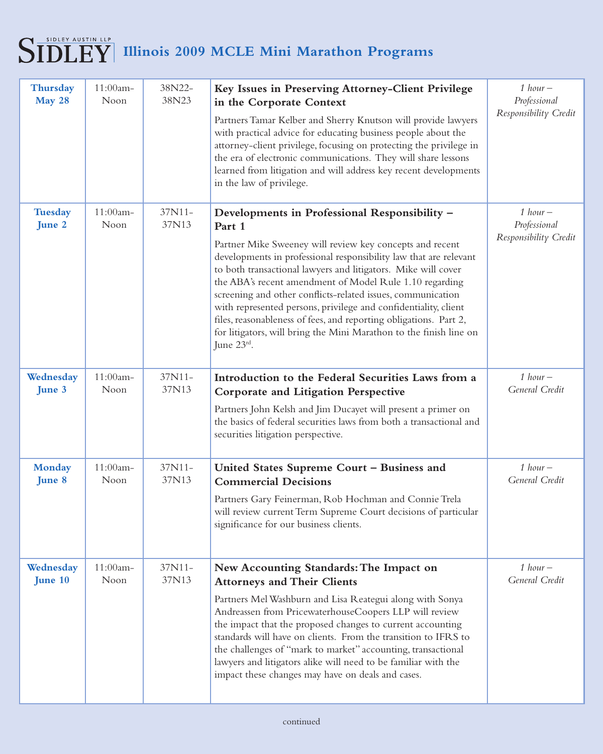# Illinois 2009 MCLE Mini Marathon Programs

| Date | Time | Room | Program | Credit |
|---|---|---|---|---|
| **Thursday May 28** | 11:00am-Noon | 38N22-38N23 | **Key Issues in Preserving Attorney-Client Privilege in the Corporate Context**<br><br>Partners Tamar Kelber and Sherry Knutson will provide lawyers with practical advice for educating business people about the attorney-client privilege, focusing on protecting the privilege in the era of electronic communications. They will share lessons learned from litigation and will address key recent developments in the law of privilege. | *1 hour – Professional Responsibility Credit* |
| **Tuesday June 2** | 11:00am-Noon | 37N11-37N13 | **Developments in Professional Responsibility – Part 1**<br><br>Partner Mike Sweeney will review key concepts and recent developments in professional responsibility law that are relevant to both transactional lawyers and litigators. Mike will cover the ABA's recent amendment of Model Rule 1.10 regarding screening and other conflicts-related issues, communication with represented persons, privilege and confidentiality, client files, reasonableness of fees, and reporting obligations. Part 2, for litigators, will bring the Mini Marathon to the finish line on June 23rd. | *1 hour – Professional Responsibility Credit* |
| **Wednesday June 3** | 11:00am-Noon | 37N11-37N13 | **Introduction to the Federal Securities Laws from a Corporate and Litigation Perspective**<br><br>Partners John Kelsh and Jim Ducayet will present a primer on the basics of federal securities laws from both a transactional and securities litigation perspective. | *1 hour – General Credit* |
| **Monday June 8** | 11:00am-Noon | 37N11-37N13 | **United States Supreme Court – Business and Commercial Decisions**<br><br>Partners Gary Feinerman, Rob Hochman and Connie Trela will review current Term Supreme Court decisions of particular significance for our business clients. | *1 hour – General Credit* |
| **Wednesday June 10** | 11:00am-Noon | 37N11-37N13 | **New Accounting Standards: The Impact on Attorneys and Their Clients**<br><br>Partners Mel Washburn and Lisa Reategui along with Sonya Andreassen from PricewaterhouseCoopers LLP will review the impact that the proposed changes to current accounting standards will have on clients. From the transition to IFRS to the challenges of "mark to market" accounting, transactional lawyers and litigators alike will need to be familiar with the impact these changes may have on deals and cases. | *1 hour – General Credit* |

continued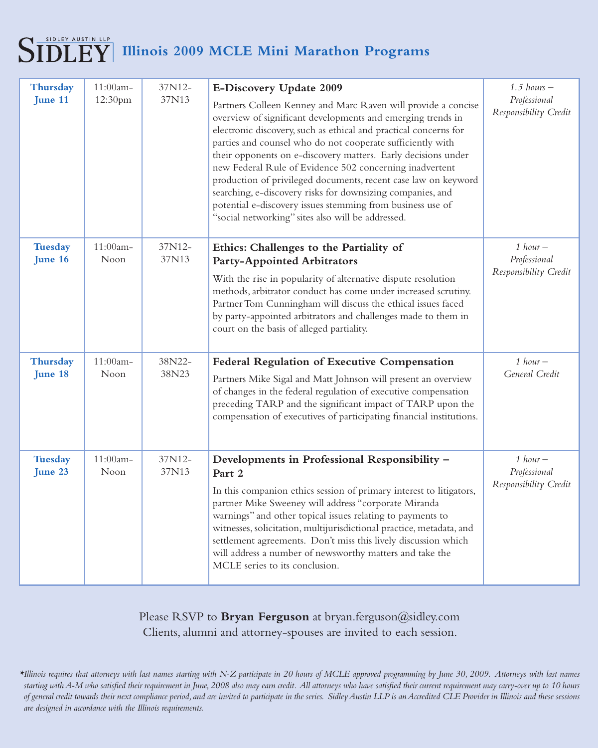# SIDLEY AUSTIN LLP SIDLEY | Illinois 2009 MCLE Mini Marathon Programs

| | | | | |
|---|---|---|---|---|
| **Thursday June 11** | 11:00am-12:30pm | 37N12-37N13 | **E-Discovery Update 2009**<br><br>Partners Colleen Kenney and Marc Raven will provide a concise overview of significant developments and emerging trends in electronic discovery, such as ethical and practical concerns for parties and counsel who do not cooperate sufficiently with their opponents on e-discovery matters. Early decisions under new Federal Rule of Evidence 502 concerning inadvertent production of privileged documents, recent case law on keyword searching, e-discovery risks for downsizing companies, and potential e-discovery issues stemming from business use of "social networking" sites also will be addressed. | *1.5 hours – Professional Responsibility Credit* |
| **Tuesday June 16** | 11:00am-Noon | 37N12-37N13 | **Ethics: Challenges to the Partiality of Party-Appointed Arbitrators**<br><br>With the rise in popularity of alternative dispute resolution methods, arbitrator conduct has come under increased scrutiny. Partner Tom Cunningham will discuss the ethical issues faced by party-appointed arbitrators and challenges made to them in court on the basis of alleged partiality. | *1 hour – Professional Responsibility Credit* |
| **Thursday June 18** | 11:00am-Noon | 38N22-38N23 | **Federal Regulation of Executive Compensation**<br><br>Partners Mike Sigal and Matt Johnson will present an overview of changes in the federal regulation of executive compensation preceding TARP and the significant impact of TARP upon the compensation of executives of participating financial institutions. | *1 hour – General Credit* |
| **Tuesday June 23** | 11:00am-Noon | 37N12-37N13 | **Developments in Professional Responsibility – Part 2**<br><br>In this companion ethics session of primary interest to litigators, partner Mike Sweeney will address "corporate Miranda warnings" and other topical issues relating to payments to witnesses, solicitation, multijurisdictional practice, metadata, and settlement agreements. Don't miss this lively discussion which will address a number of newsworthy matters and take the MCLE series to its conclusion. | *1 hour – Professional Responsibility Credit* |

Please RSVP to **Bryan Ferguson** at bryan.ferguson@sidley.com
Clients, alumni and attorney-spouses are invited to each session.

*\*Illinois requires that attorneys with last names starting with N-Z participate in 20 hours of MCLE approved programming by June 30, 2009. Attorneys with last names starting with A-M who satisfied their requirement in June, 2008 also may earn credit. All attorneys who have satisfied their current requirement may carry-over up to 10 hours of general credit towards their next compliance period, and are invited to participate in the series. Sidley Austin LLP is an Accredited CLE Provider in Illinois and these sessions are designed in accordance with the Illinois requirements.*